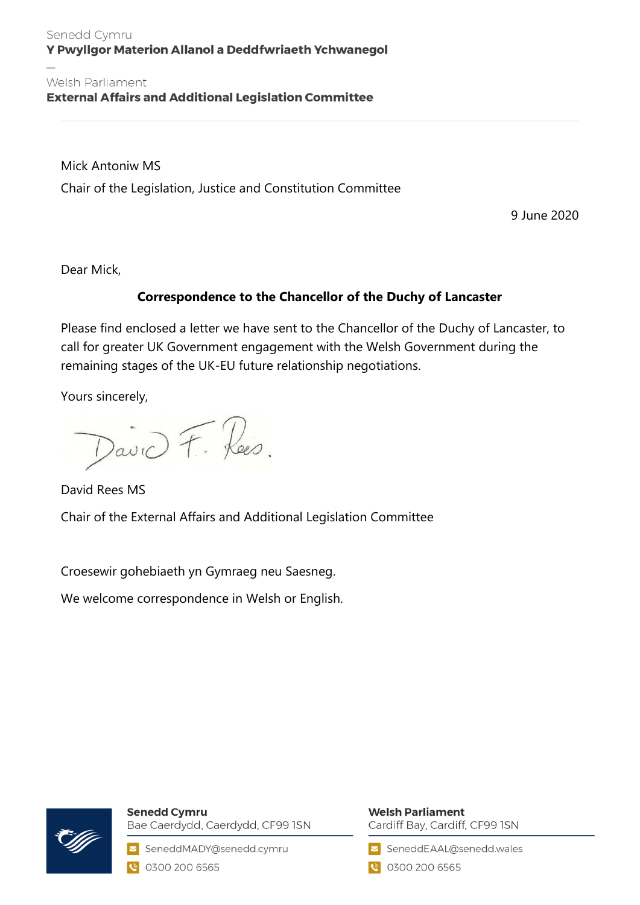Senedd Cymru
**Y Pwyllgor Materion Allanol a Deddfwriaeth Ychwanegol**

—

Welsh Parliament
**External Affairs and Additional Legislation Committee**

---

Mick Antoniw MS

Chair of the Legislation, Justice and Constitution Committee

9 June 2020

Dear Mick,

**Correspondence to the Chancellor of the Duchy of Lancaster**

Please find enclosed a letter we have sent to the Chancellor of the Duchy of Lancaster, to call for greater UK Government engagement with the Welsh Government during the remaining stages of the UK-EU future relationship negotiations.

Yours sincerely,

David F. Rees.

David Rees MS

Chair of the External Affairs and Additional Legislation Committee

Croesewir gohebiaeth yn Gymraeg neu Saesneg.

We welcome correspondence in Welsh or English.

**Senedd Cymru**
Bae Caerdydd, Caerdydd, CF99 1SN
SeneddMADY@senedd.cymru
0300 200 6565

**Welsh Parliament**
Cardiff Bay, Cardiff, CF99 1SN
SeneddEAAL@senedd.wales
0300 200 6565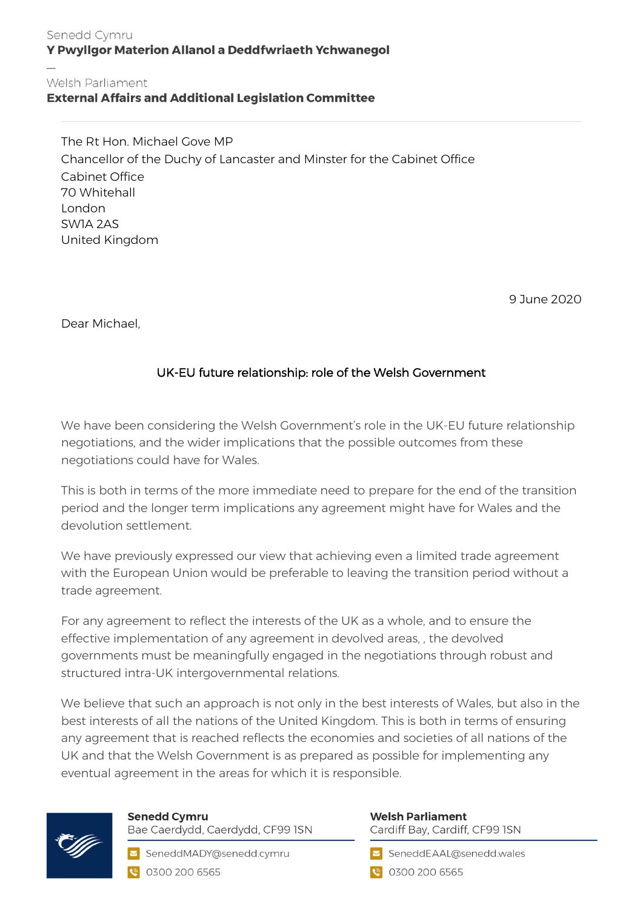Senedd Cymru
**Y Pwyllgor Materion Allanol a Deddfwriaeth Ychwanegol**

—

Welsh Parliament
**External Affairs and Additional Legislation Committee**

---

The Rt Hon. Michael Gove MP
Chancellor of the Duchy of Lancaster and Minster for the Cabinet Office
Cabinet Office
70 Whitehall
London
SW1A 2AS
United Kingdom

9 June 2020

Dear Michael,

UK-EU future relationship: role of the Welsh Government

We have been considering the Welsh Government's role in the UK-EU future relationship negotiations, and the wider implications that the possible outcomes from these negotiations could have for Wales.

This is both in terms of the more immediate need to prepare for the end of the transition period and the longer term implications any agreement might have for Wales and the devolution settlement.

We have previously expressed our view that achieving even a limited trade agreement with the European Union would be preferable to leaving the transition period without a trade agreement.

For any agreement to reflect the interests of the UK as a whole, and to ensure the effective implementation of any agreement in devolved areas, , the devolved governments must be meaningfully engaged in the negotiations through robust and structured intra-UK intergovernmental relations.

We believe that such an approach is not only in the best interests of Wales, but also in the best interests of all the nations of the United Kingdom. This is both in terms of ensuring any agreement that is reached reflects the economies and societies of all nations of the UK and that the Welsh Government is as prepared as possible for implementing any eventual agreement in the areas for which it is responsible.

**Senedd Cymru**
Bae Caerdydd, Caerdydd, CF99 1SN
SeneddMADY@senedd.cymru
0300 200 6565

**Welsh Parliament**
Cardiff Bay, Cardiff, CF99 1SN
SeneddEAAL@senedd.wales
0300 200 6565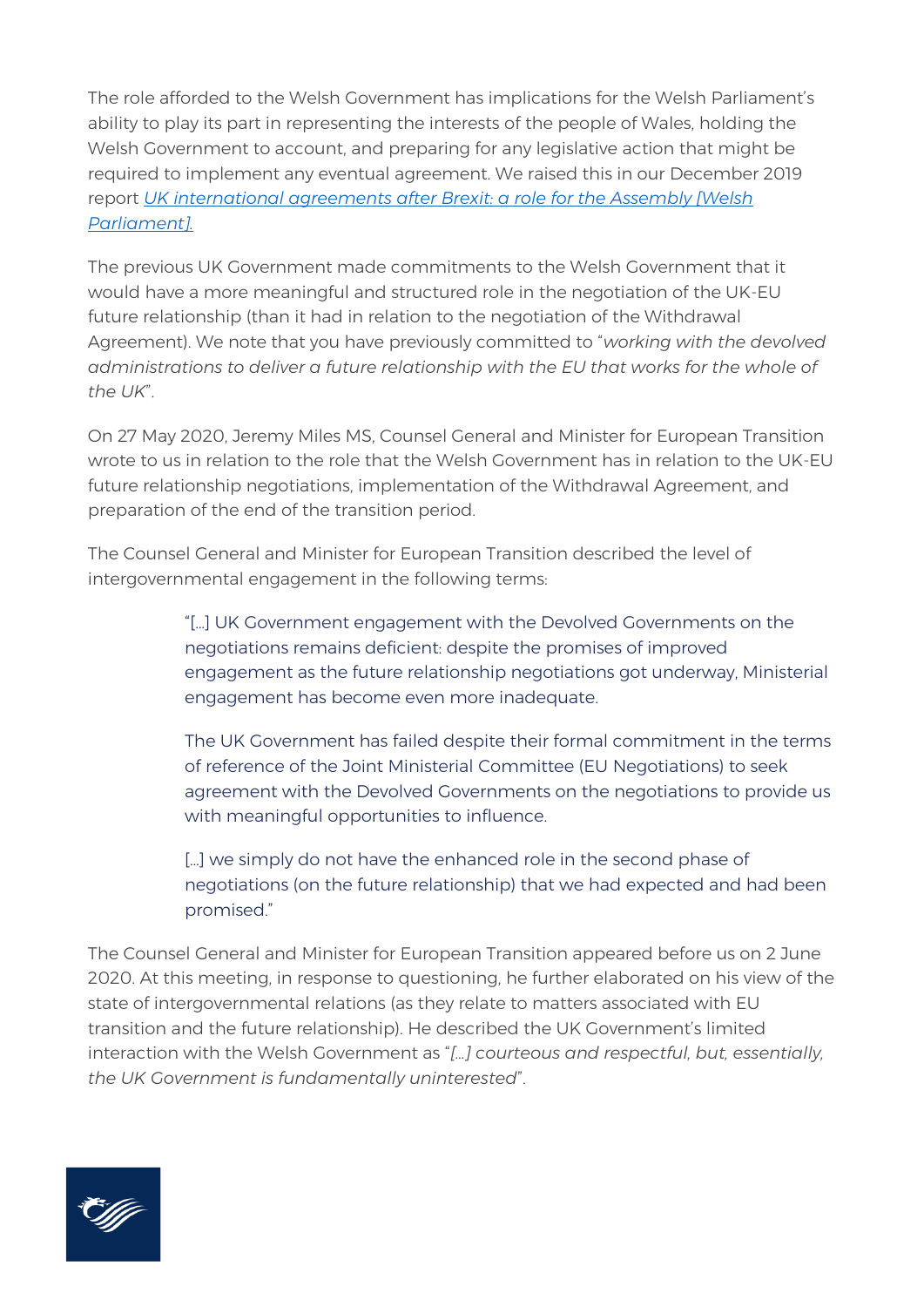The role afforded to the Welsh Government has implications for the Welsh Parliament's ability to play its part in representing the interests of the people of Wales, holding the Welsh Government to account, and preparing for any legislative action that might be required to implement any eventual agreement. We raised this in our December 2019 report [UK international agreements after Brexit: a role for the Assembly [Welsh Parliament].]()

The previous UK Government made commitments to the Welsh Government that it would have a more meaningful and structured role in the negotiation of the UK-EU future relationship (than it had in relation to the negotiation of the Withdrawal Agreement). We note that you have previously committed to "*working with the devolved administrations to deliver a future relationship with the EU that works for the whole of the UK*".

On 27 May 2020, Jeremy Miles MS, Counsel General and Minister for European Transition wrote to us in relation to the role that the Welsh Government has in relation to the UK-EU future relationship negotiations, implementation of the Withdrawal Agreement, and preparation of the end of the transition period.

The Counsel General and Minister for European Transition described the level of intergovernmental engagement in the following terms:

> "[…] UK Government engagement with the Devolved Governments on the negotiations remains deficient: despite the promises of improved engagement as the future relationship negotiations got underway, Ministerial engagement has become even more inadequate.
>
> The UK Government has failed despite their formal commitment in the terms of reference of the Joint Ministerial Committee (EU Negotiations) to seek agreement with the Devolved Governments on the negotiations to provide us with meaningful opportunities to influence.
>
> […] we simply do not have the enhanced role in the second phase of negotiations (on the future relationship) that we had expected and had been promised."

The Counsel General and Minister for European Transition appeared before us on 2 June 2020. At this meeting, in response to questioning, he further elaborated on his view of the state of intergovernmental relations (as they relate to matters associated with EU transition and the future relationship). He described the UK Government's limited interaction with the Welsh Government as "*[…] courteous and respectful, but, essentially, the UK Government is fundamentally uninterested*".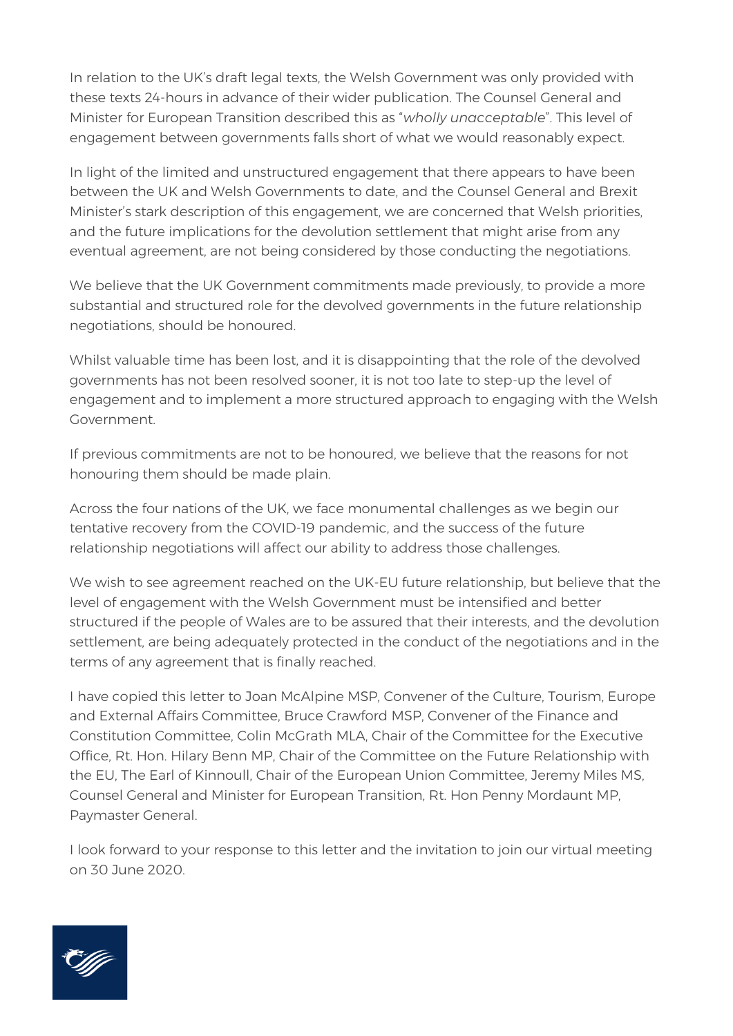In relation to the UK's draft legal texts, the Welsh Government was only provided with these texts 24-hours in advance of their wider publication. The Counsel General and Minister for European Transition described this as "*wholly unacceptable*". This level of engagement between governments falls short of what we would reasonably expect.

In light of the limited and unstructured engagement that there appears to have been between the UK and Welsh Governments to date, and the Counsel General and Brexit Minister's stark description of this engagement, we are concerned that Welsh priorities, and the future implications for the devolution settlement that might arise from any eventual agreement, are not being considered by those conducting the negotiations.

We believe that the UK Government commitments made previously, to provide a more substantial and structured role for the devolved governments in the future relationship negotiations, should be honoured.

Whilst valuable time has been lost, and it is disappointing that the role of the devolved governments has not been resolved sooner, it is not too late to step-up the level of engagement and to implement a more structured approach to engaging with the Welsh Government.

If previous commitments are not to be honoured, we believe that the reasons for not honouring them should be made plain.

Across the four nations of the UK, we face monumental challenges as we begin our tentative recovery from the COVID-19 pandemic, and the success of the future relationship negotiations will affect our ability to address those challenges.

We wish to see agreement reached on the UK-EU future relationship, but believe that the level of engagement with the Welsh Government must be intensified and better structured if the people of Wales are to be assured that their interests, and the devolution settlement, are being adequately protected in the conduct of the negotiations and in the terms of any agreement that is finally reached.

I have copied this letter to Joan McAlpine MSP, Convener of the Culture, Tourism, Europe and External Affairs Committee, Bruce Crawford MSP, Convener of the Finance and Constitution Committee, Colin McGrath MLA, Chair of the Committee for the Executive Office, Rt. Hon. Hilary Benn MP, Chair of the Committee on the Future Relationship with the EU, The Earl of Kinnoull, Chair of the European Union Committee, Jeremy Miles MS, Counsel General and Minister for European Transition, Rt. Hon Penny Mordaunt MP, Paymaster General.

I look forward to your response to this letter and the invitation to join our virtual meeting on 30 June 2020.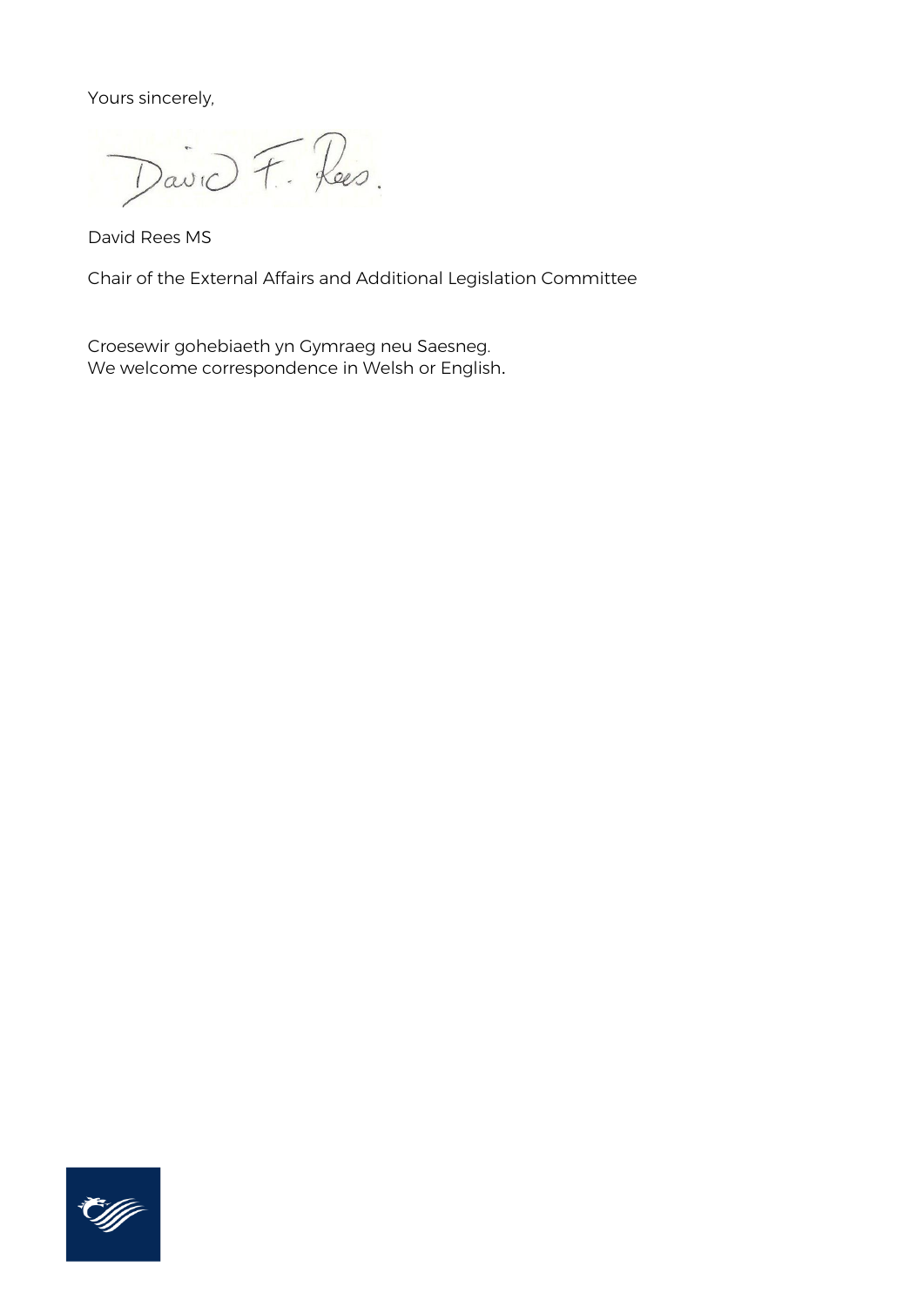Yours sincerely,

David F. Rees.

David Rees MS

Chair of the External Affairs and Additional Legislation Committee

Croesewir gohebiaeth yn Gymraeg neu Saesneg.
We welcome correspondence in Welsh or English.